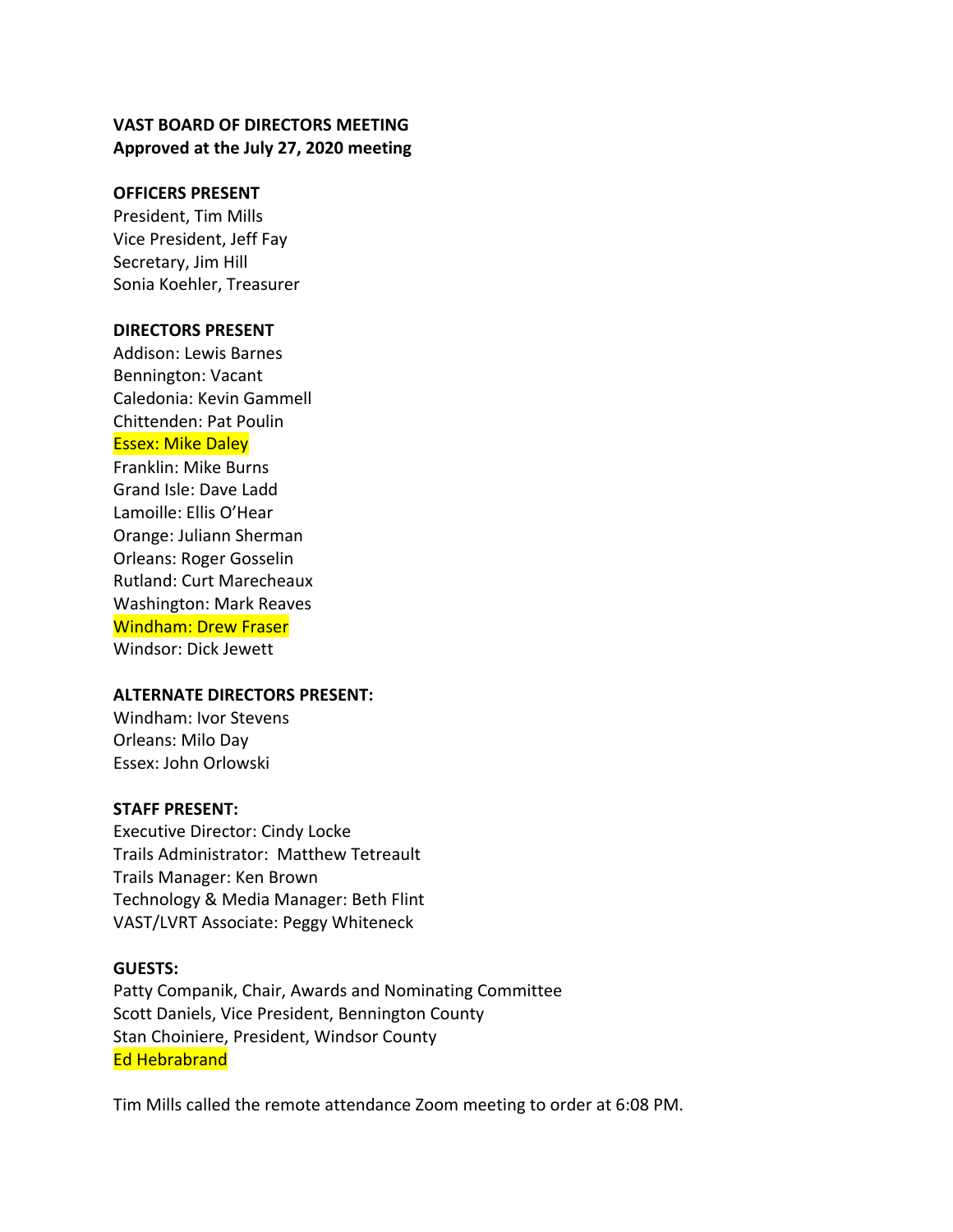**VAST BOARD OF DIRECTORS MEETING**
**Approved at the July 27, 2020 meeting**

**OFFICERS PRESENT**
President, Tim Mills
Vice President, Jeff Fay
Secretary, Jim Hill
Sonia Koehler, Treasurer

**DIRECTORS PRESENT**
Addison: Lewis Barnes
Bennington: Vacant
Caledonia: Kevin Gammell
Chittenden: Pat Poulin
Essex: Mike Daley
Franklin: Mike Burns
Grand Isle: Dave Ladd
Lamoille: Ellis O'Hear
Orange: Juliann Sherman
Orleans: Roger Gosselin
Rutland: Curt Marecheaux
Washington: Mark Reaves
Windham: Drew Fraser
Windsor: Dick Jewett

**ALTERNATE DIRECTORS PRESENT:**
Windham: Ivor Stevens
Orleans: Milo Day
Essex: John Orlowski

**STAFF PRESENT:**
Executive Director: Cindy Locke
Trails Administrator: Matthew Tetreault
Trails Manager: Ken Brown
Technology & Media Manager: Beth Flint
VAST/LVRT Associate: Peggy Whiteneck

**GUESTS:**
Patty Companik, Chair, Awards and Nominating Committee
Scott Daniels, Vice President, Bennington County
Stan Choiniere, President, Windsor County
Ed Hebrabrand

Tim Mills called the remote attendance Zoom meeting to order at 6:08 PM.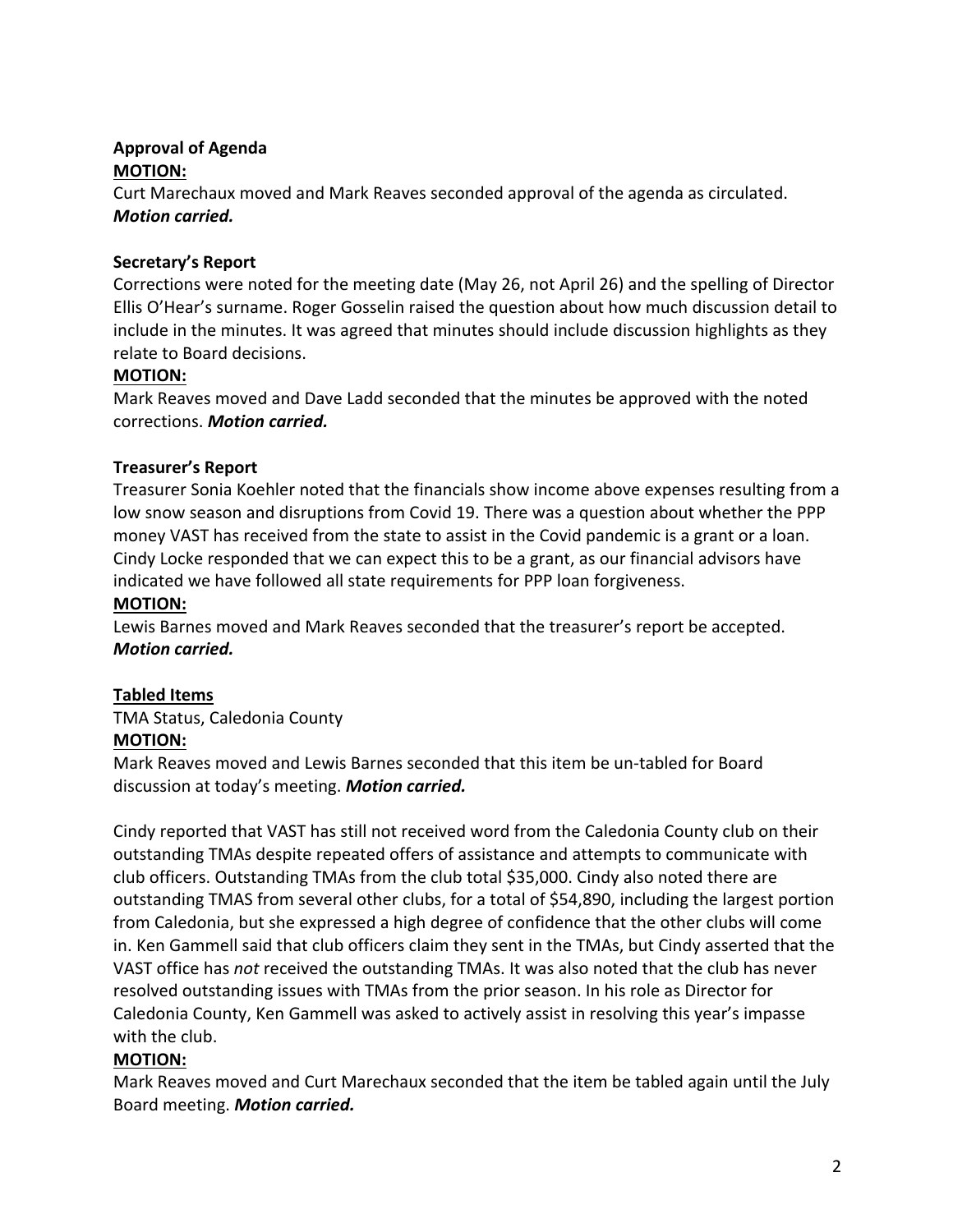**Approval of Agenda**

**MOTION:**

Curt Marechaux moved and Mark Reaves seconded approval of the agenda as circulated. ***Motion carried.***

**Secretary's Report**

Corrections were noted for the meeting date (May 26, not April 26) and the spelling of Director Ellis O'Hear's surname. Roger Gosselin raised the question about how much discussion detail to include in the minutes. It was agreed that minutes should include discussion highlights as they relate to Board decisions.

**MOTION:**

Mark Reaves moved and Dave Ladd seconded that the minutes be approved with the noted corrections. ***Motion carried.***

**Treasurer's Report**

Treasurer Sonia Koehler noted that the financials show income above expenses resulting from a low snow season and disruptions from Covid 19. There was a question about whether the PPP money VAST has received from the state to assist in the Covid pandemic is a grant or a loan. Cindy Locke responded that we can expect this to be a grant, as our financial advisors have indicated we have followed all state requirements for PPP loan forgiveness.

**MOTION:**

Lewis Barnes moved and Mark Reaves seconded that the treasurer's report be accepted. ***Motion carried.***

**Tabled Items**

TMA Status, Caledonia County

**MOTION:**

Mark Reaves moved and Lewis Barnes seconded that this item be un-tabled for Board discussion at today's meeting. ***Motion carried.***

Cindy reported that VAST has still not received word from the Caledonia County club on their outstanding TMAs despite repeated offers of assistance and attempts to communicate with club officers. Outstanding TMAs from the club total $35,000. Cindy also noted there are outstanding TMAS from several other clubs, for a total of $54,890, including the largest portion from Caledonia, but she expressed a high degree of confidence that the other clubs will come in. Ken Gammell said that club officers claim they sent in the TMAs, but Cindy asserted that the VAST office has *not* received the outstanding TMAs. It was also noted that the club has never resolved outstanding issues with TMAs from the prior season. In his role as Director for Caledonia County, Ken Gammell was asked to actively assist in resolving this year's impasse with the club.

**MOTION:**

Mark Reaves moved and Curt Marechaux seconded that the item be tabled again until the July Board meeting. ***Motion carried.***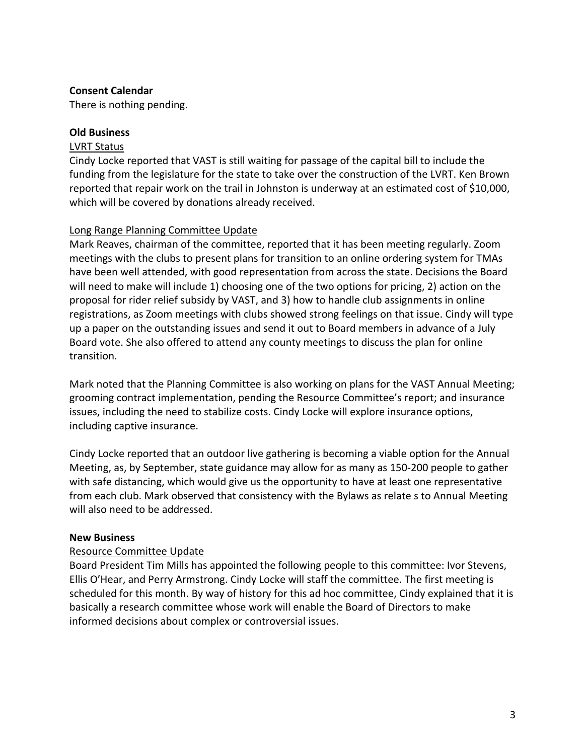**Consent Calendar**

There is nothing pending.

**Old Business**

LVRT Status

Cindy Locke reported that VAST is still waiting for passage of the capital bill to include the funding from the legislature for the state to take over the construction of the LVRT. Ken Brown reported that repair work on the trail in Johnston is underway at an estimated cost of $10,000, which will be covered by donations already received.

Long Range Planning Committee Update

Mark Reaves, chairman of the committee, reported that it has been meeting regularly. Zoom meetings with the clubs to present plans for transition to an online ordering system for TMAs have been well attended, with good representation from across the state. Decisions the Board will need to make will include 1) choosing one of the two options for pricing, 2) action on the proposal for rider relief subsidy by VAST, and 3) how to handle club assignments in online registrations, as Zoom meetings with clubs showed strong feelings on that issue. Cindy will type up a paper on the outstanding issues and send it out to Board members in advance of a July Board vote. She also offered to attend any county meetings to discuss the plan for online transition.

Mark noted that the Planning Committee is also working on plans for the VAST Annual Meeting; grooming contract implementation, pending the Resource Committee's report; and insurance issues, including the need to stabilize costs. Cindy Locke will explore insurance options, including captive insurance.

Cindy Locke reported that an outdoor live gathering is becoming a viable option for the Annual Meeting, as, by September, state guidance may allow for as many as 150-200 people to gather with safe distancing, which would give us the opportunity to have at least one representative from each club. Mark observed that consistency with the Bylaws as relate s to Annual Meeting will also need to be addressed.

**New Business**

Resource Committee Update

Board President Tim Mills has appointed the following people to this committee: Ivor Stevens, Ellis O'Hear, and Perry Armstrong. Cindy Locke will staff the committee. The first meeting is scheduled for this month. By way of history for this ad hoc committee, Cindy explained that it is basically a research committee whose work will enable the Board of Directors to make informed decisions about complex or controversial issues.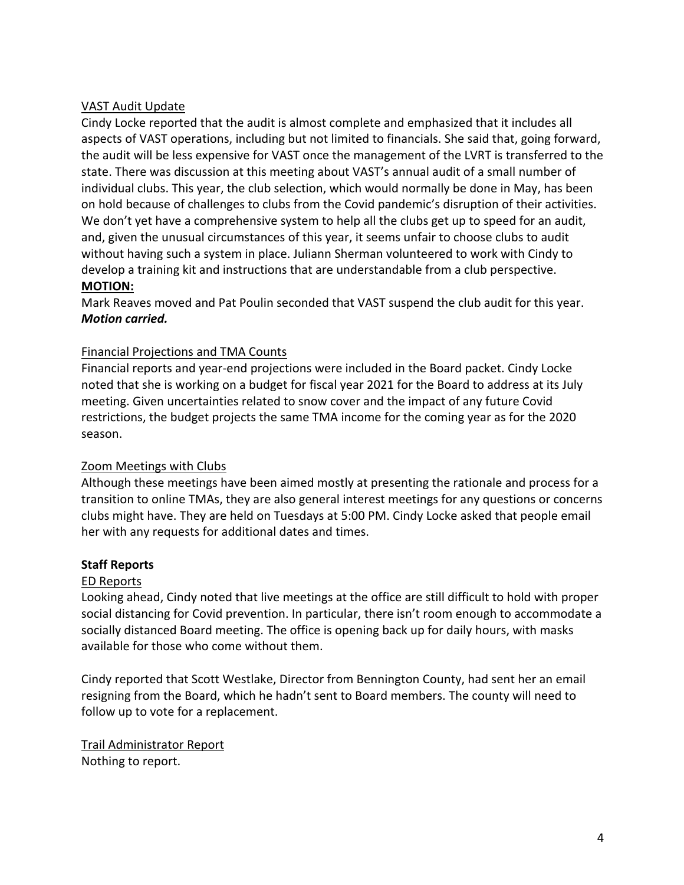VAST Audit Update

Cindy Locke reported that the audit is almost complete and emphasized that it includes all aspects of VAST operations, including but not limited to financials. She said that, going forward, the audit will be less expensive for VAST once the management of the LVRT is transferred to the state. There was discussion at this meeting about VAST's annual audit of a small number of individual clubs. This year, the club selection, which would normally be done in May, has been on hold because of challenges to clubs from the Covid pandemic's disruption of their activities. We don't yet have a comprehensive system to help all the clubs get up to speed for an audit, and, given the unusual circumstances of this year, it seems unfair to choose clubs to audit without having such a system in place. Juliann Sherman volunteered to work with Cindy to develop a training kit and instructions that are understandable from a club perspective.

**MOTION:**

Mark Reaves moved and Pat Poulin seconded that VAST suspend the club audit for this year.

***Motion carried.***

Financial Projections and TMA Counts

Financial reports and year-end projections were included in the Board packet. Cindy Locke noted that she is working on a budget for fiscal year 2021 for the Board to address at its July meeting. Given uncertainties related to snow cover and the impact of any future Covid restrictions, the budget projects the same TMA income for the coming year as for the 2020 season.

Zoom Meetings with Clubs

Although these meetings have been aimed mostly at presenting the rationale and process for a transition to online TMAs, they are also general interest meetings for any questions or concerns clubs might have. They are held on Tuesdays at 5:00 PM. Cindy Locke asked that people email her with any requests for additional dates and times.

**Staff Reports**

ED Reports

Looking ahead, Cindy noted that live meetings at the office are still difficult to hold with proper social distancing for Covid prevention. In particular, there isn't room enough to accommodate a socially distanced Board meeting. The office is opening back up for daily hours, with masks available for those who come without them.

Cindy reported that Scott Westlake, Director from Bennington County, had sent her an email resigning from the Board, which he hadn't sent to Board members. The county will need to follow up to vote for a replacement.

Trail Administrator Report

Nothing to report.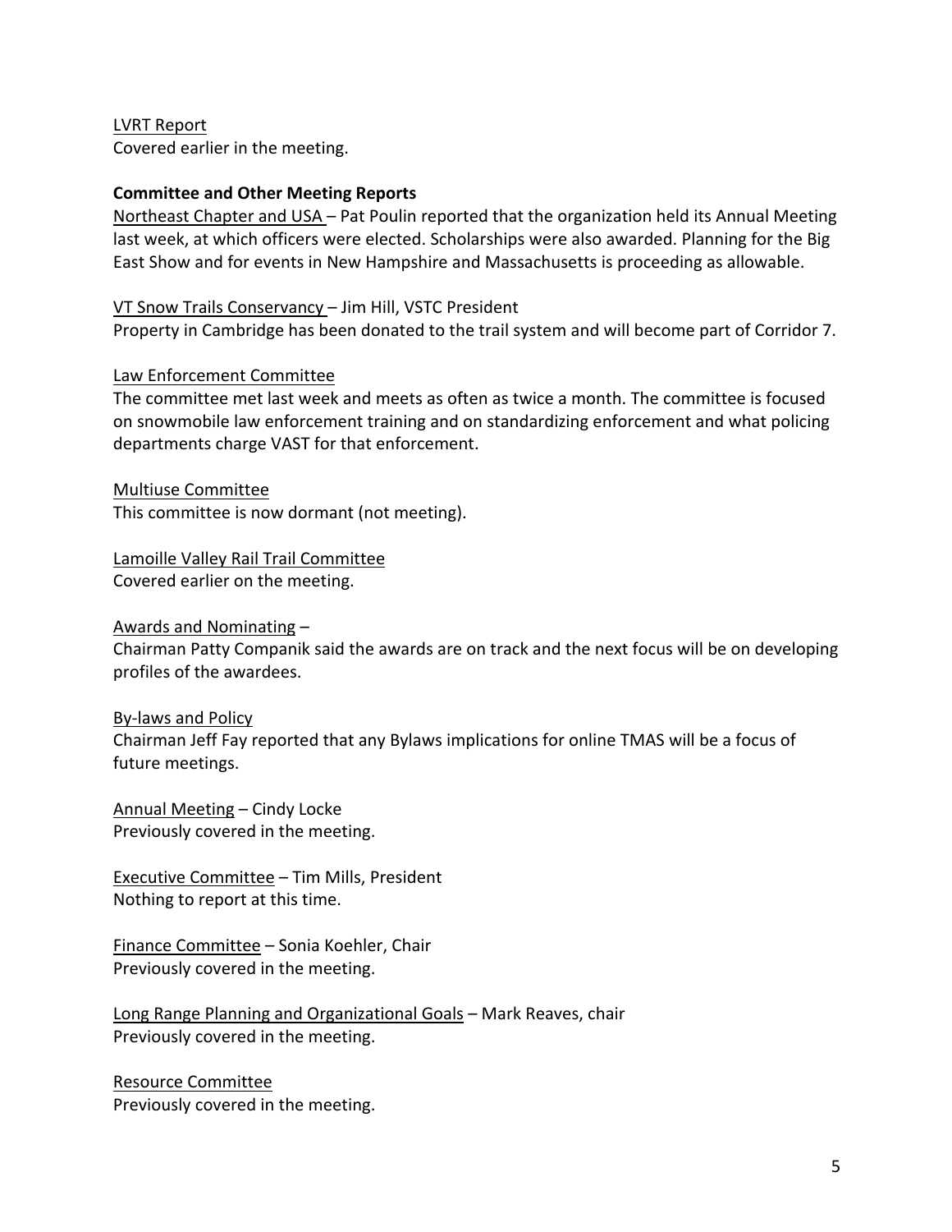LVRT Report
Covered earlier in the meeting.

**Committee and Other Meeting Reports**

Northeast Chapter and USA – Pat Poulin reported that the organization held its Annual Meeting last week, at which officers were elected. Scholarships were also awarded. Planning for the Big East Show and for events in New Hampshire and Massachusetts is proceeding as allowable.

VT Snow Trails Conservancy – Jim Hill, VSTC President
Property in Cambridge has been donated to the trail system and will become part of Corridor 7.

Law Enforcement Committee
The committee met last week and meets as often as twice a month. The committee is focused on snowmobile law enforcement training and on standardizing enforcement and what policing departments charge VAST for that enforcement.

Multiuse Committee
This committee is now dormant (not meeting).

Lamoille Valley Rail Trail Committee
Covered earlier on the meeting.

Awards and Nominating –
Chairman Patty Companik said the awards are on track and the next focus will be on developing profiles of the awardees.

By-laws and Policy
Chairman Jeff Fay reported that any Bylaws implications for online TMAS will be a focus of future meetings.

Annual Meeting – Cindy Locke
Previously covered in the meeting.

Executive Committee – Tim Mills, President
Nothing to report at this time.

Finance Committee – Sonia Koehler, Chair
Previously covered in the meeting.

Long Range Planning and Organizational Goals – Mark Reaves, chair
Previously covered in the meeting.

Resource Committee
Previously covered in the meeting.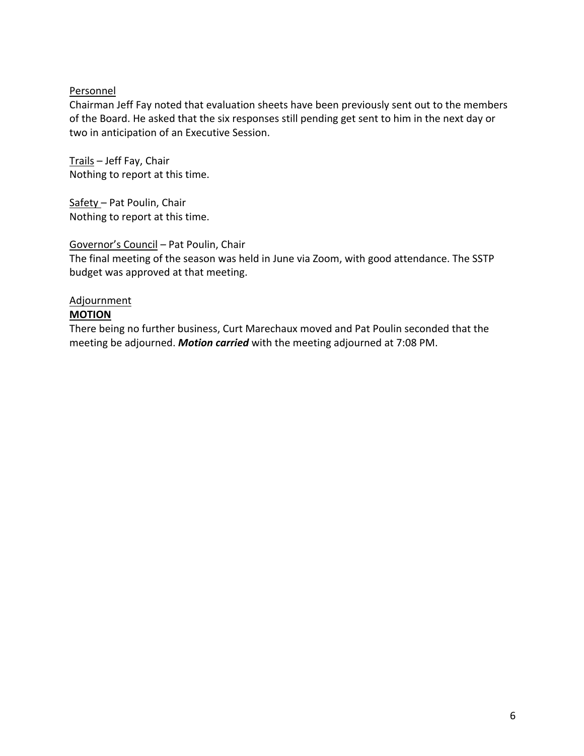Personnel

Chairman Jeff Fay noted that evaluation sheets have been previously sent out to the members of the Board. He asked that the six responses still pending get sent to him in the next day or two in anticipation of an Executive Session.

Trails – Jeff Fay, Chair

Nothing to report at this time.

Safety – Pat Poulin, Chair

Nothing to report at this time.

Governor's Council – Pat Poulin, Chair

The final meeting of the season was held in June via Zoom, with good attendance. The SSTP budget was approved at that meeting.

Adjournment

**MOTION**

There being no further business, Curt Marechaux moved and Pat Poulin seconded that the meeting be adjourned. ***Motion carried*** with the meeting adjourned at 7:08 PM.